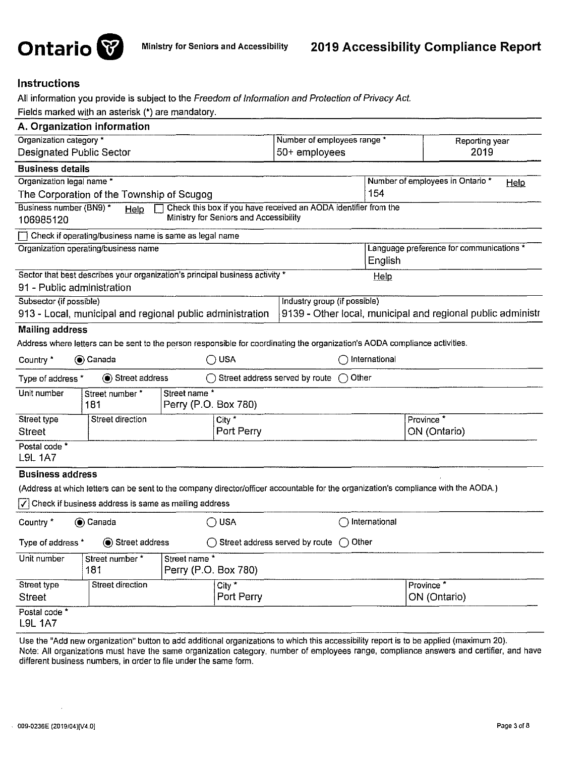**Ontario** Ministry for Seniors and Accessibility

# 2019 Accessibility Compliance Report

## Instructions

All information you provide is subject to the *Freedom of Information and Protection of Privacy Act.*

Fields marked with an asterisk (*) are mandatory.

## A. Organization information

| Organization category * | Number of employees range * | Reporting year |
|---|---|---|
| Designated Public Sector | 50+ employees | 2019 |

### Business details

| Organization legal name * | Number of employees in Ontario * Help |
|---|---|
| The Corporation of the Township of Scugog | 154 |

Business number (BN9) * Help: 106985120

☐ Check this box if you have received an AODA identifier from the Ministry for Seniors and Accessibility

☐ Check if operating/business name is same as legal name

| Organization operating/business name | Language preference for communications * |
|---|---|
| | English |

Sector that best describes your organization's principal business activity * Help

91 - Public administration

| Subsector (if possible) | Industry group (if possible) |
|---|---|
| 913 - Local, municipal and regional public administration | 9139 - Other local, municipal and regional public administr |

### Mailing address

Address where letters can be sent to the person responsible for coordinating the organization's AODA compliance activities.

Country *: (●) Canada ( ) USA ( ) International

Type of address *: (●) Street address ( ) Street address served by route ( ) Other

| Unit number | Street number * | Street name * | |
|---|---|---|---|
| | 181 | Perry (P.O. Box 780) | |

| Street type | Street direction | City * | Province * |
|---|---|---|---|
| Street | | Port Perry | ON (Ontario) |

Postal code *: L9L 1A7

### Business address

(Address at which letters can be sent to the company director/officer accountable for the organization's compliance with the AODA.)

☑ Check if business address is same as mailing address

Country *: (●) Canada ( ) USA ( ) International

Type of address *: (●) Street address ( ) Street address served by route ( ) Other

| Unit number | Street number * | Street name * | |
|---|---|---|---|
| | 181 | Perry (P.O. Box 780) | |

| Street type | Street direction | City * | Province * |
|---|---|---|---|
| Street | | Port Perry | ON (Ontario) |

Postal code *: L9L 1A7

Use the "Add new organization" button to add additional organizations to which this accessibility report is to be applied (maximum 20).
Note: All organizations must have the same organization category, number of employees range, compliance answers and certifier, and have different business numbers, in order to file under the same form.

009-0236E (2019/04)[V4.0]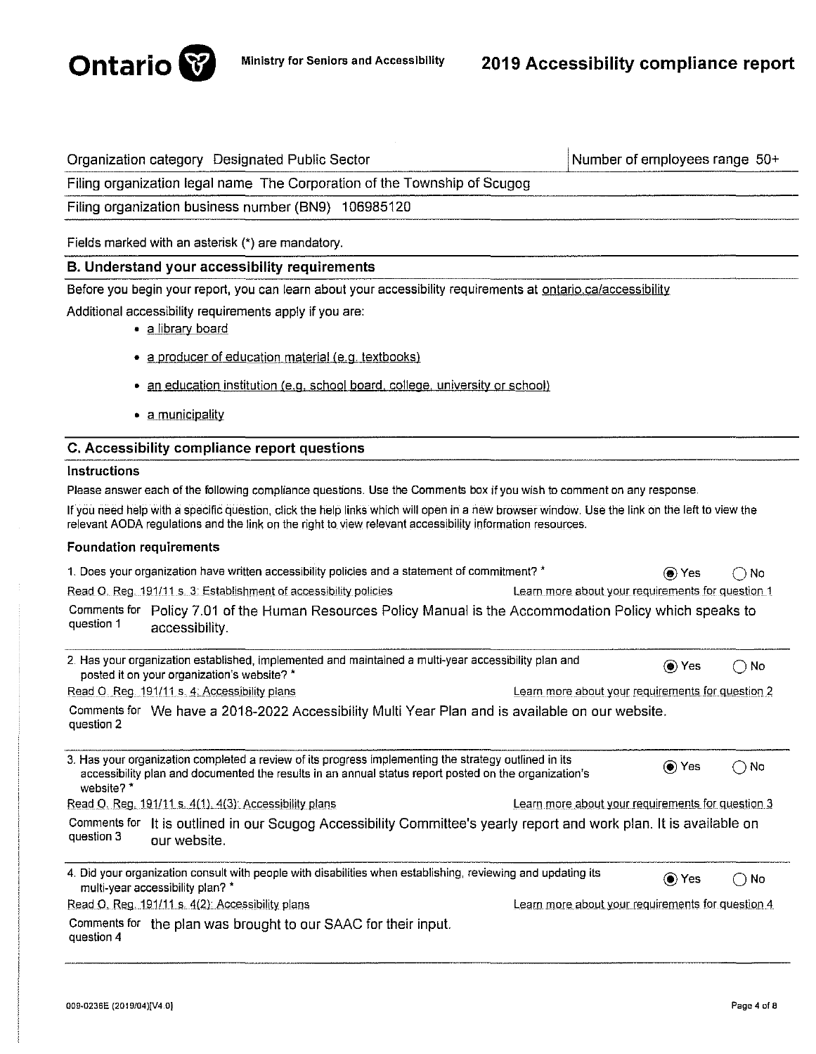Organization category Designated Public Sector | Number of employees range 50+

Filing organization legal name The Corporation of the Township of Scugog

Filing organization business number (BN9) 106985120

Fields marked with an asterisk (*) are mandatory.

## B. Understand your accessibility requirements

Before you begin your report, you can learn about your accessibility requirements at ontario.ca/accessibility

Additional accessibility requirements apply if you are:

- a library board
- a producer of education material (e.g. textbooks)
- an education institution (e.g. school board, college, university or school)
- a municipality

## C. Accessibility compliance report questions

### Instructions

Please answer each of the following compliance questions. Use the Comments box if you wish to comment on any response.

If you need help with a specific question, click the help links which will open in a new browser window. Use the link on the left to view the relevant AODA regulations and the link on the right to view relevant accessibility information resources.

### Foundation requirements

1. Does your organization have written accessibility policies and a statement of commitment? *

   (●) Yes ( ) No

   Read O. Reg. 191/11 s. 3: Establishment of accessibility policies — Learn more about your requirements for question 1

   Comments for question 1: Policy 7.01 of the Human Resources Policy Manual is the Accommodation Policy which speaks to accessibility.

2. Has your organization established, implemented and maintained a multi-year accessibility plan and posted it on your organization's website? *

   (●) Yes ( ) No

   Read O. Reg. 191/11 s. 4: Accessibility plans — Learn more about your requirements for question 2

   Comments for question 2: We have a 2018-2022 Accessibility Multi Year Plan and is available on our website.

3. Has your organization completed a review of its progress implementing the strategy outlined in its accessibility plan and documented the results in an annual status report posted on the organization's website? *

   (●) Yes ( ) No

   Read O. Reg. 191/11 s. 4(1), 4(3): Accessibility plans — Learn more about your requirements for question 3

   Comments for question 3: It is outlined in our Scugog Accessibility Committee's yearly report and work plan. It is available on our website.

4. Did your organization consult with people with disabilities when establishing, reviewing and updating its multi-year accessibility plan? *

   (●) Yes ( ) No

   Read O. Reg. 191/11 s. 4(2): Accessibility plans — Learn more about your requirements for question 4

   Comments for question 4: the plan was brought to our SAAC for their input.

009-0236E (2019/04)[V4.0]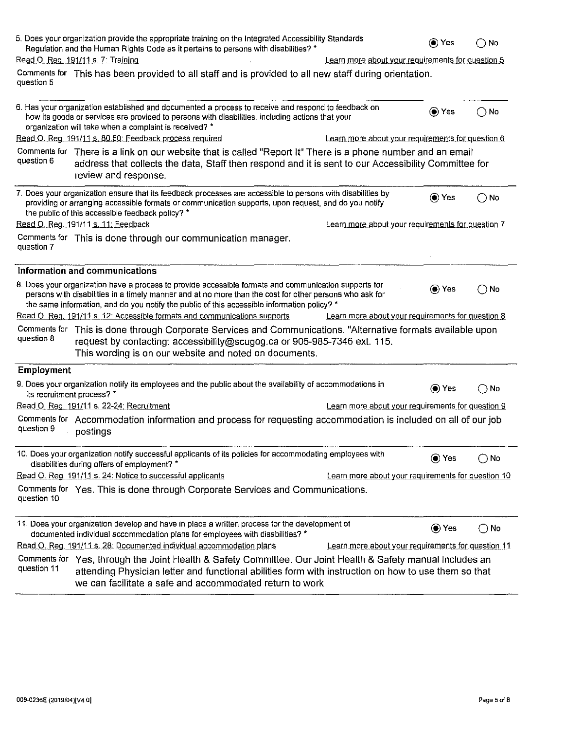5. Does your organization provide the appropriate training on the Integrated Accessibility Standards Regulation and the Human Rights Code as it pertains to persons with disabilities? *

(●) Yes ( ) No

Read O. Reg. 191/11 s. 7: Training — Learn more about your requirements for question 5

Comments for question 5: This has been provided to all staff and is provided to all new staff during orientation.

---

6. Has your organization established and documented a process to receive and respond to feedback on how its goods or services are provided to persons with disabilities, including actions that your organization will take when a complaint is received? *

(●) Yes ( ) No

Read O. Reg. 191/11 s. 80.50: Feedback process required — Learn more about your requirements for question 6

Comments for question 6: There is a link on our website that is called "Report It" There is a phone number and an email address that collects the data, Staff then respond and it is sent to our Accessibility Committee for review and response.

---

7. Does your organization ensure that its feedback processes are accessible to persons with disabilities by providing or arranging accessible formats or communication supports, upon request, and do you notify the public of this accessible feedback policy? *

(●) Yes ( ) No

Read O. Reg. 191/11 s. 11: Feedback — Learn more about your requirements for question 7

Comments for question 7: This is done through our communication manager.

---

## Information and communications

8. Does your organization have a process to provide accessible formats and communication supports for persons with disabilities in a timely manner and at no more than the cost for other persons who ask for the same information, and do you notify the public of this accessible information policy? *

(●) Yes ( ) No

Read O. Reg. 191/11 s. 12: Accessible formats and communications supports — Learn more about your requirements for question 8

Comments for question 8: This is done through Corporate Services and Communications. "Alternative formats available upon request by contacting: accessibility@scugog.ca or 905-985-7346 ext. 115. This wording is on our website and noted on documents.

---

## Employment

9. Does your organization notify its employees and the public about the availability of accommodations in its recruitment process? *

(●) Yes ( ) No

Read O. Reg. 191/11 s. 22-24: Recruitment — Learn more about your requirements for question 9

Comments for question 9: Accommodation information and process for requesting accommodation is included on all of our job postings

---

10. Does your organization notify successful applicants of its policies for accommodating employees with disabilities during offers of employment? *

(●) Yes ( ) No

Read O. Reg. 191/11 s. 24: Notice to successful applicants — Learn more about your requirements for question 10

Comments for question 10: Yes. This is done through Corporate Services and Communications.

---

11. Does your organization develop and have in place a written process for the development of documented individual accommodation plans for employees with disabilities? *

(●) Yes ( ) No

Read O. Reg. 191/11 s. 28: Documented individual accommodation plans — Learn more about your requirements for question 11

Comments for question 11: Yes, through the Joint Health & Safety Committee. Our Joint Health & Safety manual includes an attending Physician letter and functional abilities form with instruction on how to use them so that we can facilitate a safe and accommodated return to work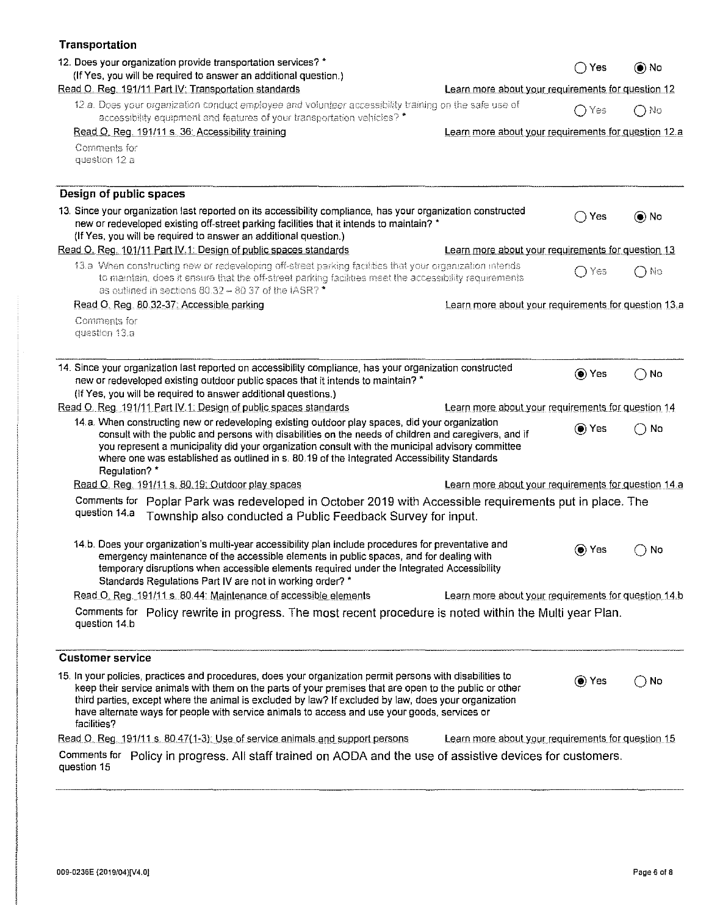## Transportation

12. Does your organization provide transportation services? *
(If Yes, you will be required to answer an additional question.)

○ Yes ◉ No

Read O. Reg. 191/11 Part IV: Transportation standards — Learn more about your requirements for question 12

12.a. Does your organization conduct employee and volunteer accessibility training on the safe use of accessibility equipment and features of your transportation vehicles? *

○ Yes ○ No

Read O. Reg. 191/11 s. 36: Accessibility training — Learn more about your requirements for question 12.a

Comments for question 12.a

## Design of public spaces

13. Since your organization last reported on its accessibility compliance, has your organization constructed new or redeveloped existing off-street parking facilities that it intends to maintain? *
(If Yes, you will be required to answer an additional question.)

○ Yes ◉ No

Read O. Reg. 191/11 Part IV.1: Design of public spaces standards — Learn more about your requirements for question 13

13.a. When constructing new or redeveloping off-street parking facilities that your organization intends to maintain, does it ensure that the off-street parking facilities meet the accessibility requirements as outlined in sections 80.32 – 80.37 of the IASR? *

○ Yes ○ No

Read O. Reg. 80.32-37: Accessible parking — Learn more about your requirements for question 13.a

Comments for question 13.a

14. Since your organization last reported on accessibility compliance, has your organization constructed new or redeveloped existing outdoor public spaces that it intends to maintain? *
(If Yes, you will be required to answer additional questions.)

◉ Yes ○ No

Read O. Reg. 191/11 Part IV.1: Design of public spaces standards — Learn more about your requirements for question 14

14.a. When constructing new or redeveloping existing outdoor play spaces, did your organization consult with the public and persons with disabilities on the needs of children and caregivers, and if you represent a municipality did your organization consult with the municipal advisory committee where one was established as outlined in s. 80.19 of the Integrated Accessibility Standards Regulation? *

◉ Yes ○ No

Read O. Reg. 191/11 s. 80.19: Outdoor play spaces — Learn more about your requirements for question 14.a

Comments for question 14.a: Poplar Park was redeveloped in October 2019 with Accessible requirements put in place. The Township also conducted a Public Feedback Survey for input.

14.b. Does your organization's multi-year accessibility plan include procedures for preventative and emergency maintenance of the accessible elements in public spaces, and for dealing with temporary disruptions when accessible elements required under the Integrated Accessibility Standards Regulations Part IV are not in working order? *

◉ Yes ○ No

Read O. Reg. 191/11 s. 80.44: Maintenance of accessible elements — Learn more about your requirements for question 14.b

Comments for question 14.b: Policy rewrite in progress. The most recent procedure is noted within the Multi year Plan.

## Customer service

15. In your policies, practices and procedures, does your organization permit persons with disabilities to keep their service animals with them on the parts of your premises that are open to the public or other third parties, except where the animal is excluded by law? If excluded by law, does your organization have alternate ways for people with service animals to access and use your goods, services or facilities?

◉ Yes ○ No

Read O. Reg. 191/11 s. 80.47(1-3): Use of service animals and support persons — Learn more about your requirements for question 15

Comments for question 15: Policy in progress. All staff trained on AODA and the use of assistive devices for customers.

009-0236E (2019/04)[V4.0]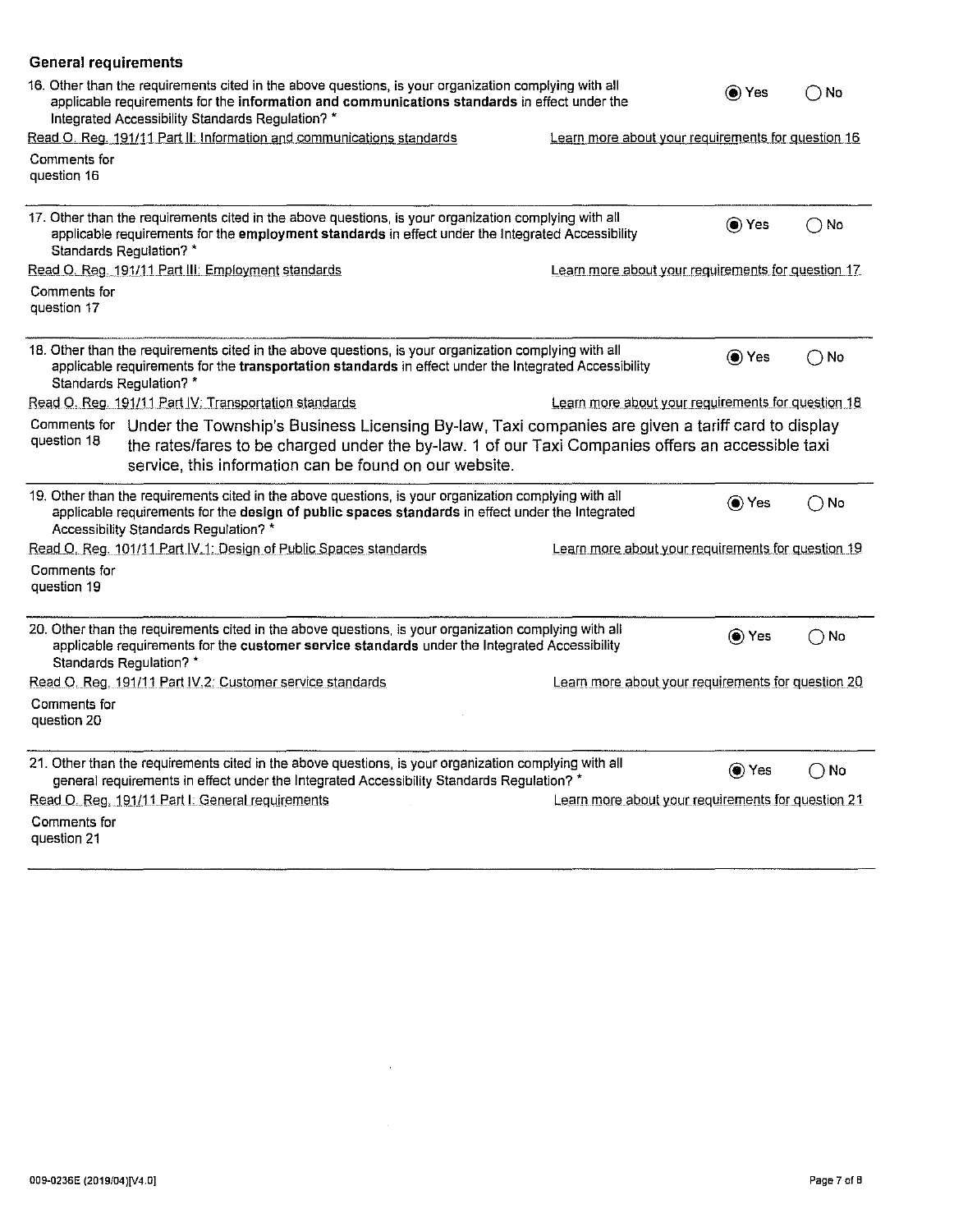### General requirements

16. Other than the requirements cited in the above questions, is your organization complying with all applicable requirements for the **information and communications standards** in effect under the Integrated Accessibility Standards Regulation? *

(●) Yes ( ) No

Read O. Reg. 191/11 Part II: Information and communications standards — Learn more about your requirements for question 16

Comments for question 16

---

17. Other than the requirements cited in the above questions, is your organization complying with all applicable requirements for the **employment standards** in effect under the Integrated Accessibility Standards Regulation? *

(●) Yes ( ) No

Read O. Reg. 191/11 Part III: Employment standards — Learn more about your requirements for question 17

Comments for question 17

---

18. Other than the requirements cited in the above questions, is your organization complying with all applicable requirements for the **transportation standards** in effect under the Integrated Accessibility Standards Regulation? *

(●) Yes ( ) No

Read O. Reg. 191/11 Part IV: Transportation standards — Learn more about your requirements for question 18

Comments for question 18: Under the Township's Business Licensing By-law, Taxi companies are given a tariff card to display the rates/fares to be charged under the by-law. 1 of our Taxi Companies offers an accessible taxi service, this information can be found on our website.

---

19. Other than the requirements cited in the above questions, is your organization complying with all applicable requirements for the **design of public spaces standards** in effect under the Integrated Accessibility Standards Regulation? *

(●) Yes ( ) No

Read O. Reg. 101/11 Part IV.1: Design of Public Spaces standards — Learn more about your requirements for question 19

Comments for question 19

---

20. Other than the requirements cited in the above questions, is your organization complying with all applicable requirements for the **customer service standards** under the Integrated Accessibility Standards Regulation? *

(●) Yes ( ) No

Read O. Reg. 191/11 Part IV.2: Customer service standards — Learn more about your requirements for question 20

Comments for question 20

---

21. Other than the requirements cited in the above questions, is your organization complying with all general requirements in effect under the Integrated Accessibility Standards Regulation? *

(●) Yes ( ) No

Read O. Reg. 191/11 Part I: General requirements — Learn more about your requirements for question 21

Comments for question 21

---

009-0236E (2019/04)[V4.0]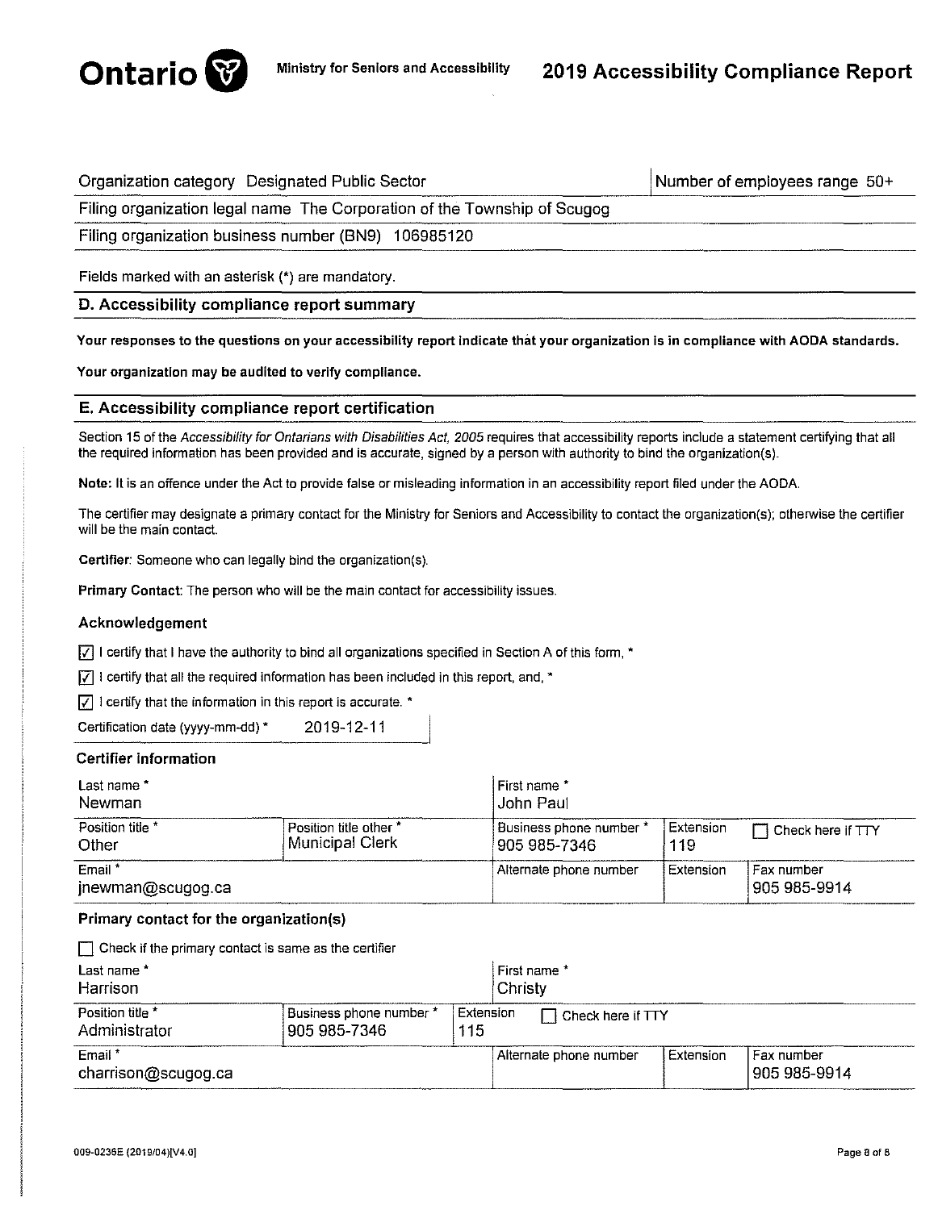Organization category Designated Public Sector | Number of employees range 50+

Filing organization legal name The Corporation of the Township of Scugog

Filing organization business number (BN9) 106985120

Fields marked with an asterisk (*) are mandatory.

## D. Accessibility compliance report summary

**Your responses to the questions on your accessibility report indicate that your organization is in compliance with AODA standards.**

**Your organization may be audited to verify compliance.**

## E. Accessibility compliance report certification

Section 15 of the *Accessibility for Ontarians with Disabilities Act, 2005* requires that accessibility reports include a statement certifying that all the required information has been provided and is accurate, signed by a person with authority to bind the organization(s).

**Note:** It is an offence under the Act to provide false or misleading information in an accessibility report filed under the AODA.

The certifier may designate a primary contact for the Ministry for Seniors and Accessibility to contact the organization(s); otherwise the certifier will be the main contact.

**Certifier**: Someone who can legally bind the organization(s).

**Primary Contact**: The person who will be the main contact for accessibility issues.

### Acknowledgement

☑ I certify that I have the authority to bind all organizations specified in Section A of this form. *

☑ I certify that all the required information has been included in this report, and, *

☑ I certify that the information in this report is accurate. *

Certification date (yyyy-mm-dd) * 2019-12-11

### Certifier information

| Last name * | | First name * | | |
|---|---|---|---|---|
| Newman | | John Paul | | |
| **Position title *** | **Position title other *** | **Business phone number *** | **Extension** | ☐ Check here if TTY |
| Other | Municipal Clerk | 905 985-7346 | 119 | |
| **Email *** | | **Alternate phone number** | **Extension** | **Fax number** |
| jnewman@scugog.ca | | | | 905 985-9914 |

### Primary contact for the organization(s)

☐ Check if the primary contact is same as the certifier

| Last name * | | | First name * | | |
|---|---|---|---|---|---|
| Harrison | | | Christy | | |
| **Position title *** | **Business phone number *** | **Extension** | ☐ Check here if TTY | | |
| Administrator | 905 985-7346 | 115 | | | |
| **Email *** | | | **Alternate phone number** | **Extension** | **Fax number** |
| charrison@scugog.ca | | | | | 905 985-9914 |